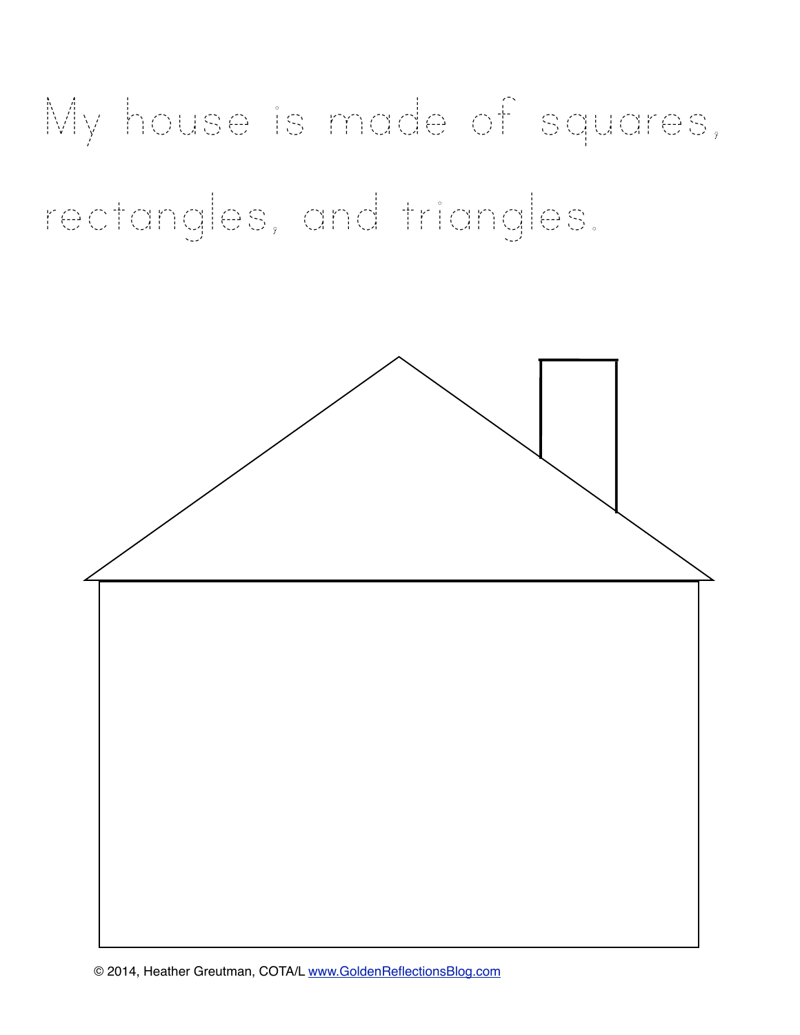My house is made of squares, rectangles, and triangles.

© 2014, Heather Greutman, COTA/L www.GoldenReflectionsBlog.com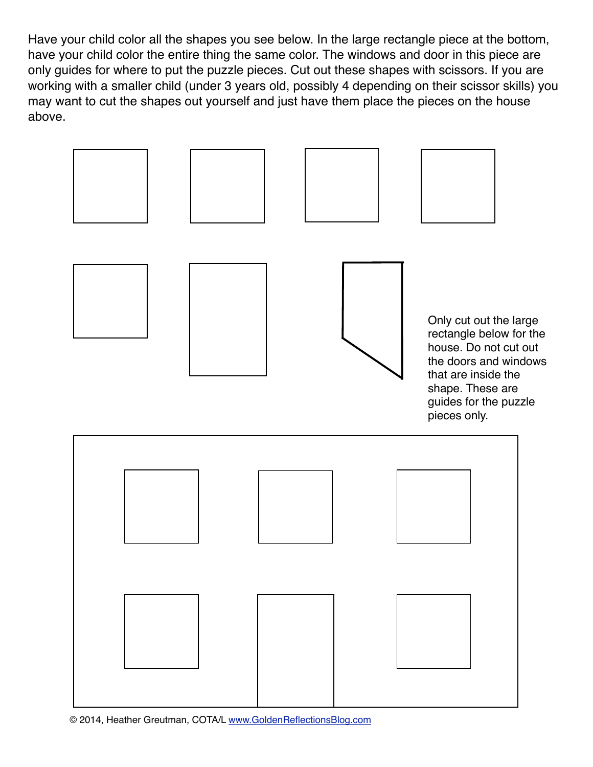Have your child color all the shapes you see below. In the large rectangle piece at the bottom, have your child color the entire thing the same color. The windows and door in this piece are only guides for where to put the puzzle pieces. Cut out these shapes with scissors. If you are working with a smaller child (under 3 years old, possibly 4 depending on their scissor skills) you may want to cut the shapes out yourself and just have them place the pieces on the house above.

Only cut out the large rectangle below for the house. Do not cut out the doors and windows that are inside the shape. These are guides for the puzzle pieces only.

© 2014, Heather Greutman, COTA/L www.GoldenReflectionsBlog.com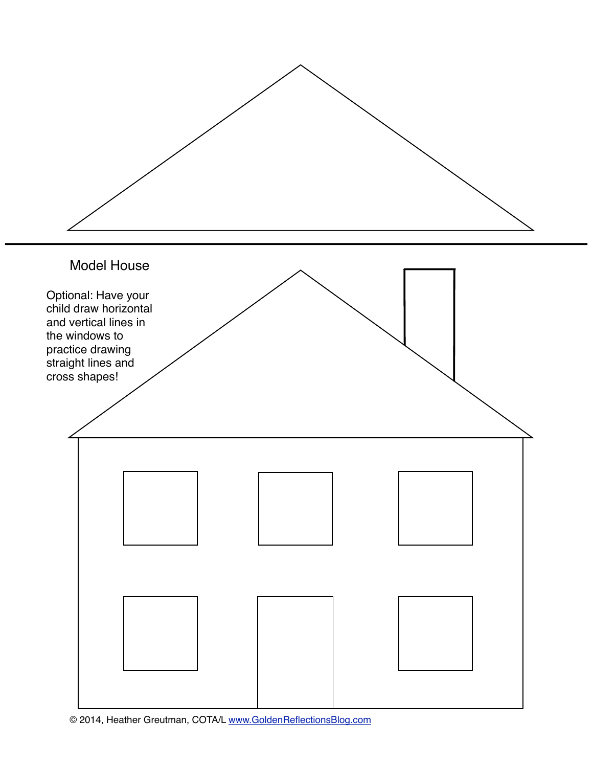Model House

Optional: Have your child draw horizontal and vertical lines in the windows to practice drawing straight lines and cross shapes!

© 2014, Heather Greutman, COTA/L www.GoldenReflectionsBlog.com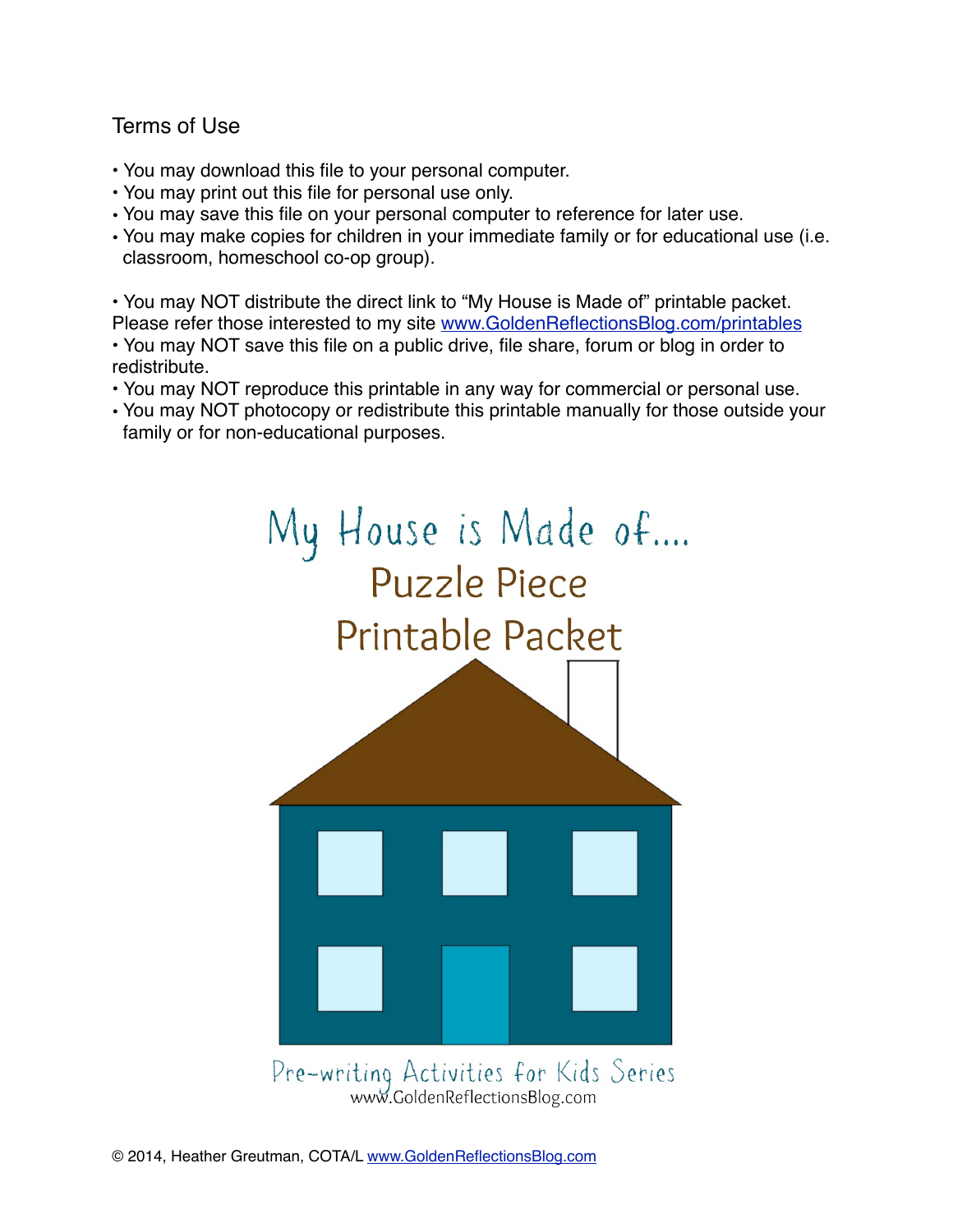## Terms of Use

- You may download this file to your personal computer.
- You may print out this file for personal use only.
- You may save this file on your personal computer to reference for later use.
- You may make copies for children in your immediate family or for educational use (i.e. classroom, homeschool co-op group).

- You may NOT distribute the direct link to "My House is Made of" printable packet. Please refer those interested to my site www.GoldenReflectionsBlog.com/printables
- You may NOT save this file on a public drive, file share, forum or blog in order to redistribute.
- You may NOT reproduce this printable in any way for commercial or personal use.
- You may NOT photocopy or redistribute this printable manually for those outside your family or for non-educational purposes.

# My House is Made of....

## Puzzle Piece Printable Packet

Pre-writing Activities for Kids Series
www.GoldenReflectionsBlog.com

© 2014, Heather Greutman, COTA/L www.GoldenReflectionsBlog.com